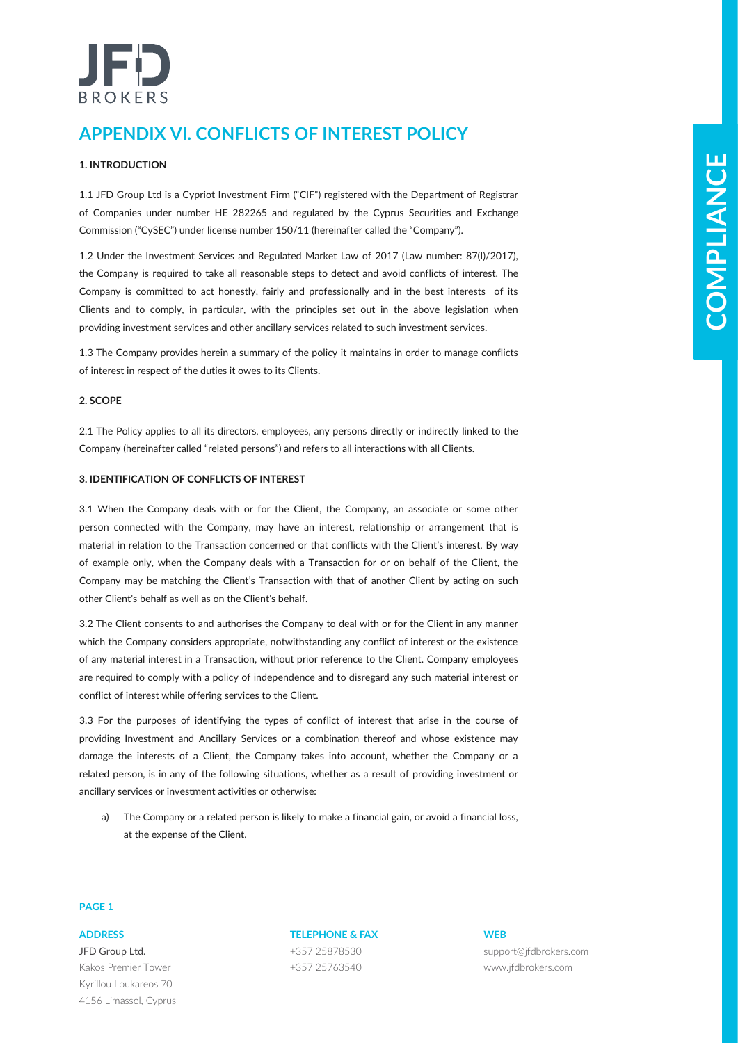# APPENDIX VI. CONFLICTS OF INTEREST POLICY

**1. INTRODUCTION**

1.1 JFD Group Ltd is a Cypriot Investment Firm ("CIF") registered with the Department of Registrar of Companies under number HE 282265 and regulated by the Cyprus Securities and Exchange Commission ("CySEC") under license number 150/11 (hereinafter called the "Company").

1.2 Under the Investment Services and Regulated Market Law of 2017 (Law number: 87(I)/2017), the Company is required to take all reasonable steps to detect and avoid conflicts of interest. The Company is committed to act honestly, fairly and professionally and in the best interests of its Clients and to comply, in particular, with the principles set out in the above legislation when providing investment services and other ancillary services related to such investment services.

1.3 The Company provides herein a summary of the policy it maintains in order to manage conflicts of interest in respect of the duties it owes to its Clients.

**2. SCOPE**

2.1 The Policy applies to all its directors, employees, any persons directly or indirectly linked to the Company (hereinafter called "related persons") and refers to all interactions with all Clients.

**3. IDENTIFICATION OF CONFLICTS OF INTEREST**

3.1 When the Company deals with or for the Client, the Company, an associate or some other person connected with the Company, may have an interest, relationship or arrangement that is material in relation to the Transaction concerned or that conflicts with the Client's interest. By way of example only, when the Company deals with a Transaction for or on behalf of the Client, the Company may be matching the Client's Transaction with that of another Client by acting on such other Client's behalf as well as on the Client's behalf.

3.2 The Client consents to and authorises the Company to deal with or for the Client in any manner which the Company considers appropriate, notwithstanding any conflict of interest or the existence of any material interest in a Transaction, without prior reference to the Client. Company employees are required to comply with a policy of independence and to disregard any such material interest or conflict of interest while offering services to the Client.

3.3 For the purposes of identifying the types of conflict of interest that arise in the course of providing Investment and Ancillary Services or a combination thereof and whose existence may damage the interests of a Client, the Company takes into account, whether the Company or a related person, is in any of the following situations, whether as a result of providing investment or ancillary services or investment activities or otherwise:

a) The Company or a related person is likely to make a financial gain, or avoid a financial loss, at the expense of the Client.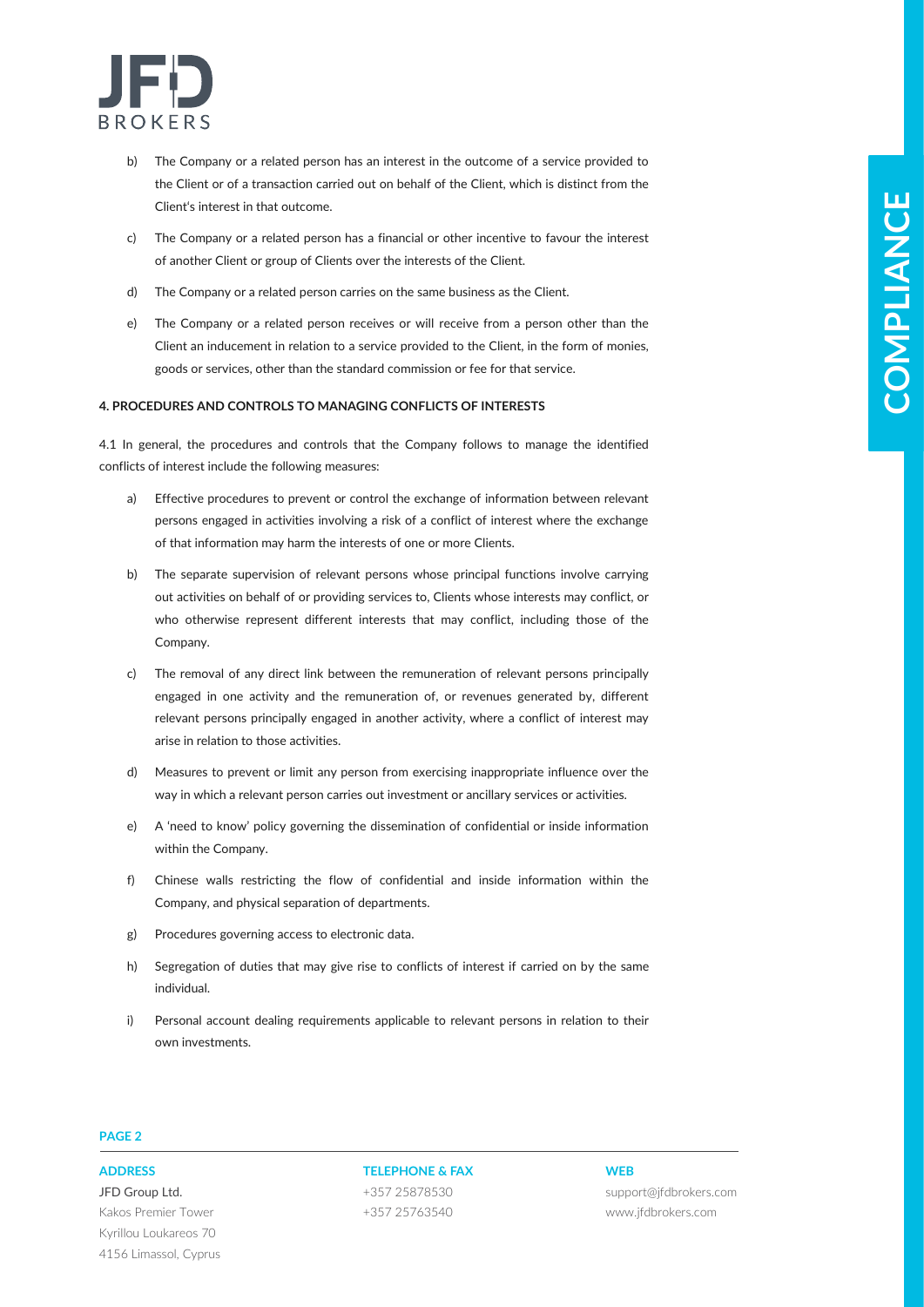b) The Company or a related person has an interest in the outcome of a service provided to the Client or of a transaction carried out on behalf of the Client, which is distinct from the Client's interest in that outcome.

c) The Company or a related person has a financial or other incentive to favour the interest of another Client or group of Clients over the interests of the Client.

d) The Company or a related person carries on the same business as the Client.

e) The Company or a related person receives or will receive from a person other than the Client an inducement in relation to a service provided to the Client, in the form of monies, goods or services, other than the standard commission or fee for that service.

**4. PROCEDURES AND CONTROLS TO MANAGING CONFLICTS OF INTERESTS**

4.1 In general, the procedures and controls that the Company follows to manage the identified conflicts of interest include the following measures:

a) Effective procedures to prevent or control the exchange of information between relevant persons engaged in activities involving a risk of a conflict of interest where the exchange of that information may harm the interests of one or more Clients.

b) The separate supervision of relevant persons whose principal functions involve carrying out activities on behalf of or providing services to, Clients whose interests may conflict, or who otherwise represent different interests that may conflict, including those of the Company.

c) The removal of any direct link between the remuneration of relevant persons principally engaged in one activity and the remuneration of, or revenues generated by, different relevant persons principally engaged in another activity, where a conflict of interest may arise in relation to those activities.

d) Measures to prevent or limit any person from exercising inappropriate influence over the way in which a relevant person carries out investment or ancillary services or activities.

e) A 'need to know' policy governing the dissemination of confidential or inside information within the Company.

f) Chinese walls restricting the flow of confidential and inside information within the Company, and physical separation of departments.

g) Procedures governing access to electronic data.

h) Segregation of duties that may give rise to conflicts of interest if carried on by the same individual.

i) Personal account dealing requirements applicable to relevant persons in relation to their own investments.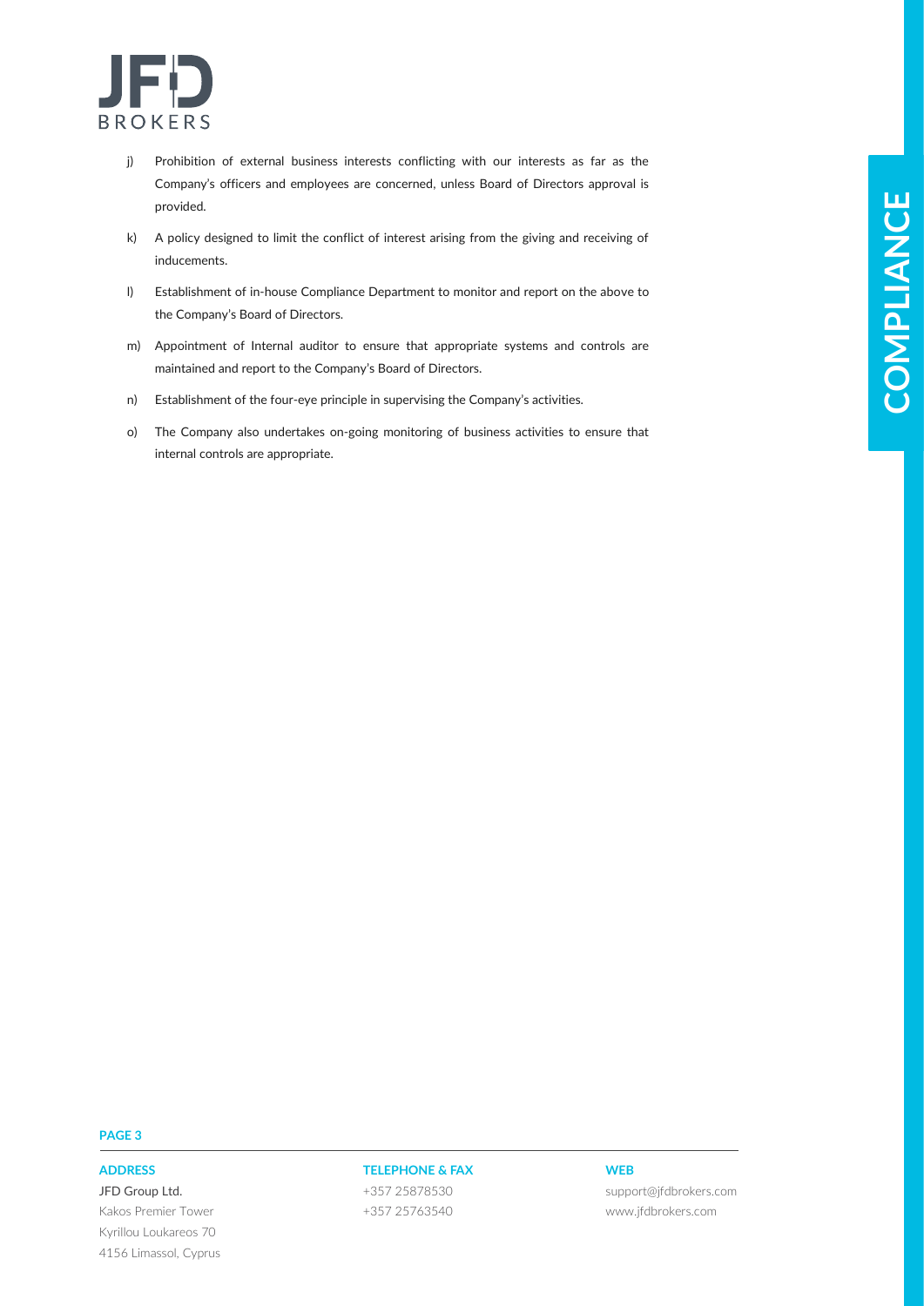j) Prohibition of external business interests conflicting with our interests as far as the Company's officers and employees are concerned, unless Board of Directors approval is provided.

k) A policy designed to limit the conflict of interest arising from the giving and receiving of inducements.

l) Establishment of in-house Compliance Department to monitor and report on the above to the Company's Board of Directors.

m) Appointment of Internal auditor to ensure that appropriate systems and controls are maintained and report to the Company's Board of Directors.

n) Establishment of the four-eye principle in supervising the Company's activities.

o) The Company also undertakes on-going monitoring of business activities to ensure that internal controls are appropriate.